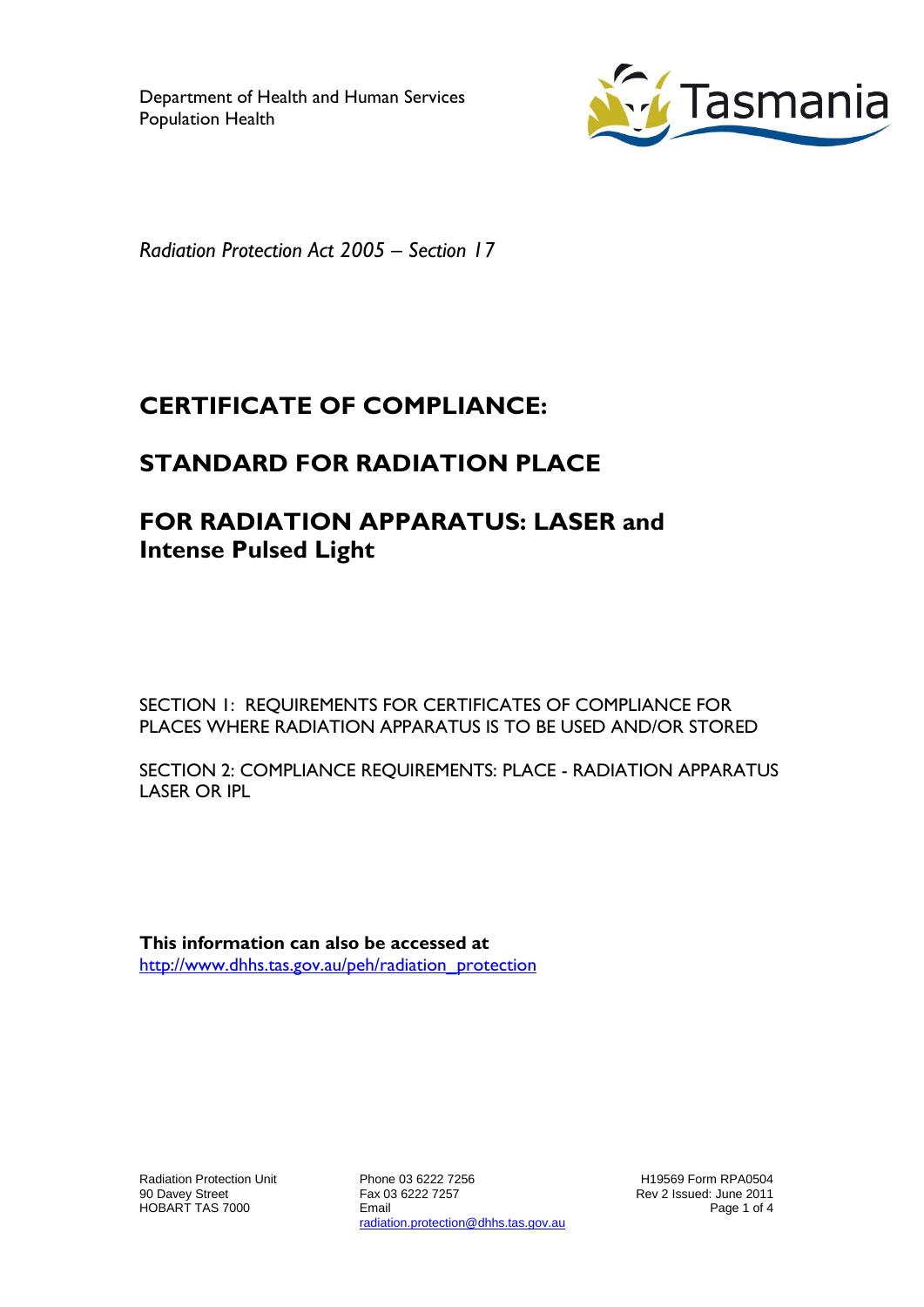Department of Health and Human Services
Population Health

*Radiation Protection Act 2005 – Section 17*

# CERTIFICATE OF COMPLIANCE:

# STANDARD FOR RADIATION PLACE

# FOR RADIATION APPARATUS: LASER and Intense Pulsed Light

SECTION 1: REQUIREMENTS FOR CERTIFICATES OF COMPLIANCE FOR PLACES WHERE RADIATION APPARATUS IS TO BE USED AND/OR STORED

SECTION 2: COMPLIANCE REQUIREMENTS: PLACE - RADIATION APPARATUS LASER OR IPL

**This information can also be accessed at**
http://www.dhhs.tas.gov.au/peh/radiation_protection

Radiation Protection Unit
90 Davey Street
HOBART TAS 7000

Phone 03 6222 7256
Fax 03 6222 7257
Email
radiation.protection@dhhs.tas.gov.au

H19569 Form RPA0504
Rev 2 Issued: June 2011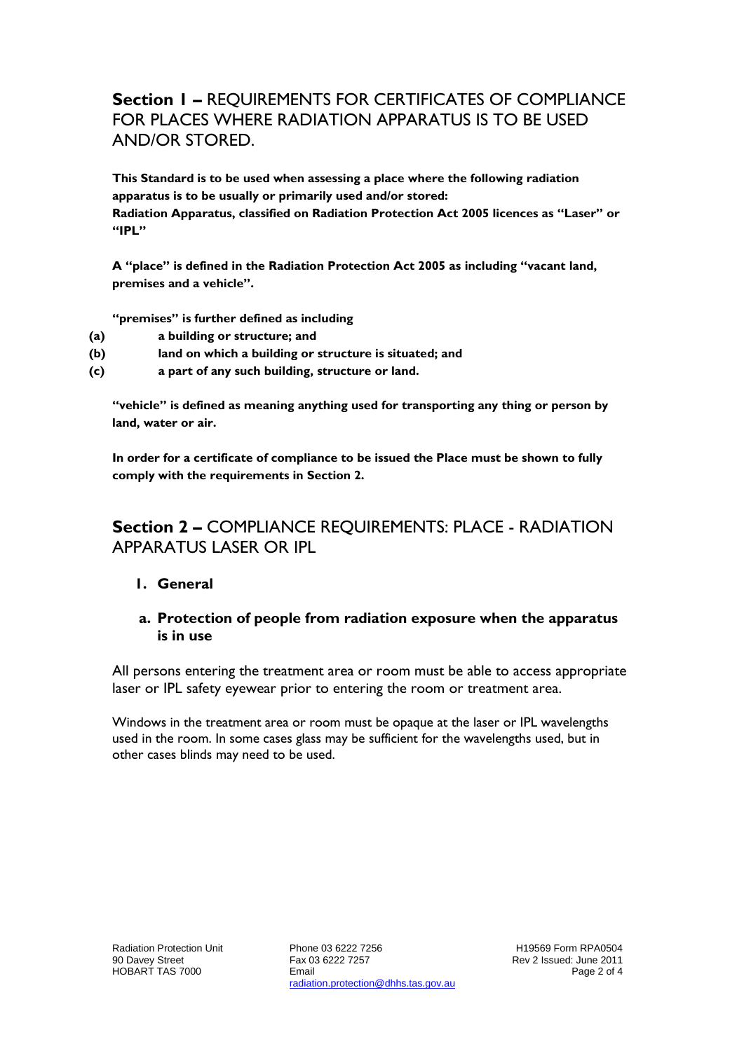## **Section 1 –** REQUIREMENTS FOR CERTIFICATES OF COMPLIANCE FOR PLACES WHERE RADIATION APPARATUS IS TO BE USED AND/OR STORED.

**This Standard is to be used when assessing a place where the following radiation apparatus is to be usually or primarily used and/or stored:**
**Radiation Apparatus, classified on Radiation Protection Act 2005 licences as "Laser" or "IPL"**

**A "place" is defined in the Radiation Protection Act 2005 as including "vacant land, premises and a vehicle".**

**"premises" is further defined as including**

**(a)** **a building or structure; and**
**(b)** **land on which a building or structure is situated; and**
**(c)** **a part of any such building, structure or land.**

**"vehicle" is defined as meaning anything used for transporting any thing or person by land, water or air.**

**In order for a certificate of compliance to be issued the Place must be shown to fully comply with the requirements in Section 2.**

## **Section 2 –** COMPLIANCE REQUIREMENTS: PLACE - RADIATION APPARATUS LASER OR IPL

### 1. General

#### a. Protection of people from radiation exposure when the apparatus is in use

All persons entering the treatment area or room must be able to access appropriate laser or IPL safety eyewear prior to entering the room or treatment area.

Windows in the treatment area or room must be opaque at the laser or IPL wavelengths used in the room. In some cases glass may be sufficient for the wavelengths used, but in other cases blinds may need to be used.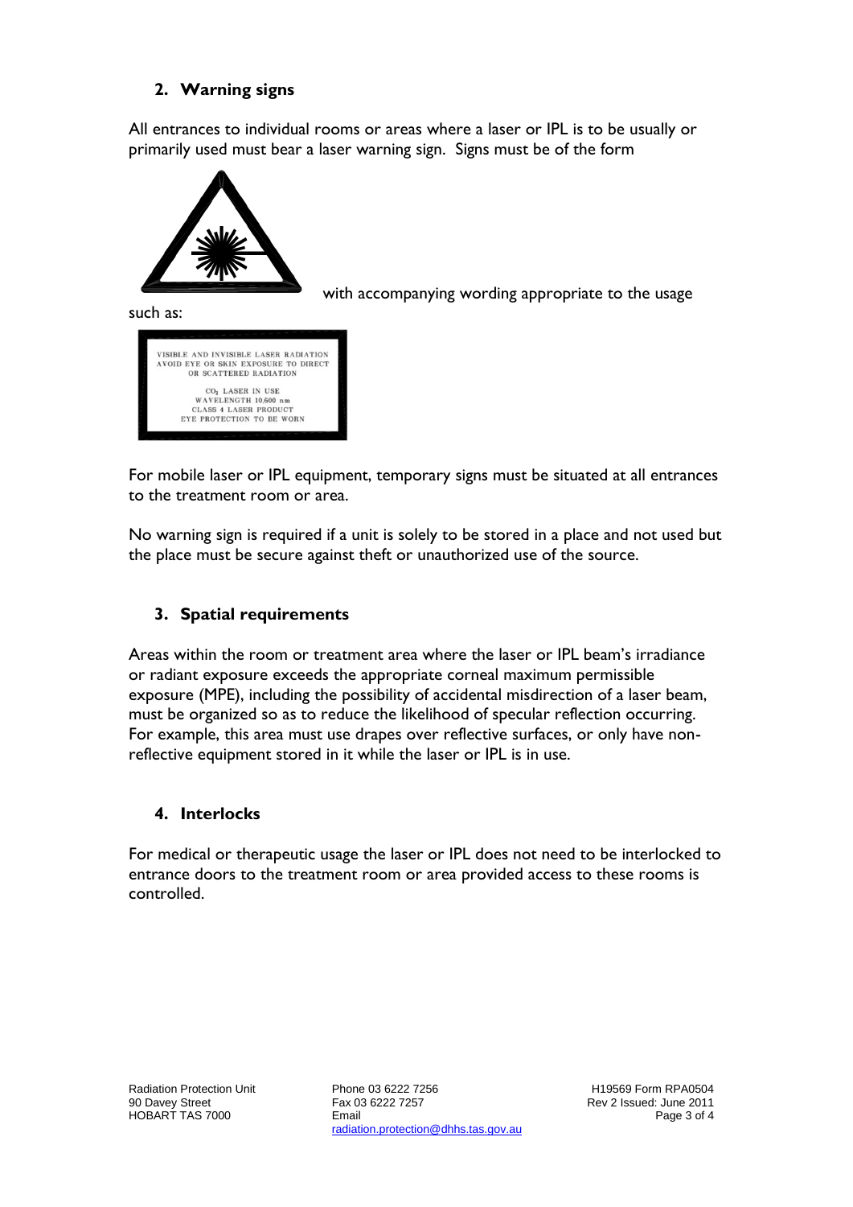## 2. Warning signs

All entrances to individual rooms or areas where a laser or IPL is to be usually or primarily used must bear a laser warning sign. Signs must be of the form with accompanying wording appropriate to the usage such as:

VISIBLE AND INVISIBLE LASER RADIATION
AVOID EYE OR SKIN EXPOSURE TO DIRECT
OR SCATTERED RADIATION

$CO_2$ LASER IN USE
WAVELENGTH 10.600 nm
CLASS 4 LASER PRODUCT
EYE PROTECTION TO BE WORN

For mobile laser or IPL equipment, temporary signs must be situated at all entrances to the treatment room or area.

No warning sign is required if a unit is solely to be stored in a place and not used but the place must be secure against theft or unauthorized use of the source.

## 3. Spatial requirements

Areas within the room or treatment area where the laser or IPL beam's irradiance or radiant exposure exceeds the appropriate corneal maximum permissible exposure (MPE), including the possibility of accidental misdirection of a laser beam, must be organized so as to reduce the likelihood of specular reflection occurring. For example, this area must use drapes over reflective surfaces, or only have non-reflective equipment stored in it while the laser or IPL is in use.

## 4. Interlocks

For medical or therapeutic usage the laser or IPL does not need to be interlocked to entrance doors to the treatment room or area provided access to these rooms is controlled.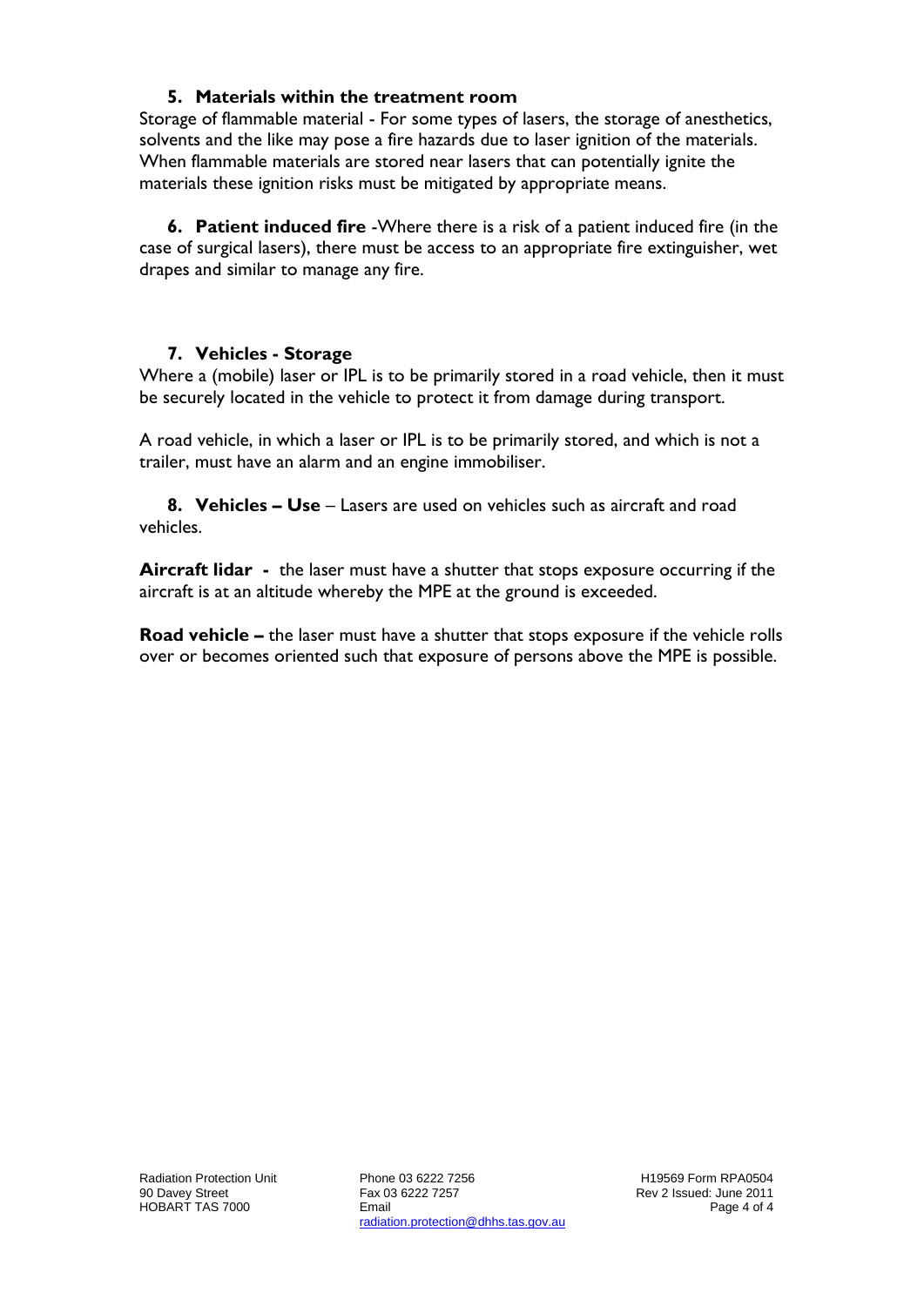### 5. Materials within the treatment room

Storage of flammable material - For some types of lasers, the storage of anesthetics, solvents and the like may pose a fire hazards due to laser ignition of the materials. When flammable materials are stored near lasers that can potentially ignite the materials these ignition risks must be mitigated by appropriate means.

**6. Patient induced fire** -Where there is a risk of a patient induced fire (in the case of surgical lasers), there must be access to an appropriate fire extinguisher, wet drapes and similar to manage any fire.

### 7. Vehicles - Storage

Where a (mobile) laser or IPL is to be primarily stored in a road vehicle, then it must be securely located in the vehicle to protect it from damage during transport.

A road vehicle, in which a laser or IPL is to be primarily stored, and which is not a trailer, must have an alarm and an engine immobiliser.

**8. Vehicles – Use** – Lasers are used on vehicles such as aircraft and road vehicles.

**Aircraft lidar -** the laser must have a shutter that stops exposure occurring if the aircraft is at an altitude whereby the MPE at the ground is exceeded.

**Road vehicle –** the laser must have a shutter that stops exposure if the vehicle rolls over or becomes oriented such that exposure of persons above the MPE is possible.